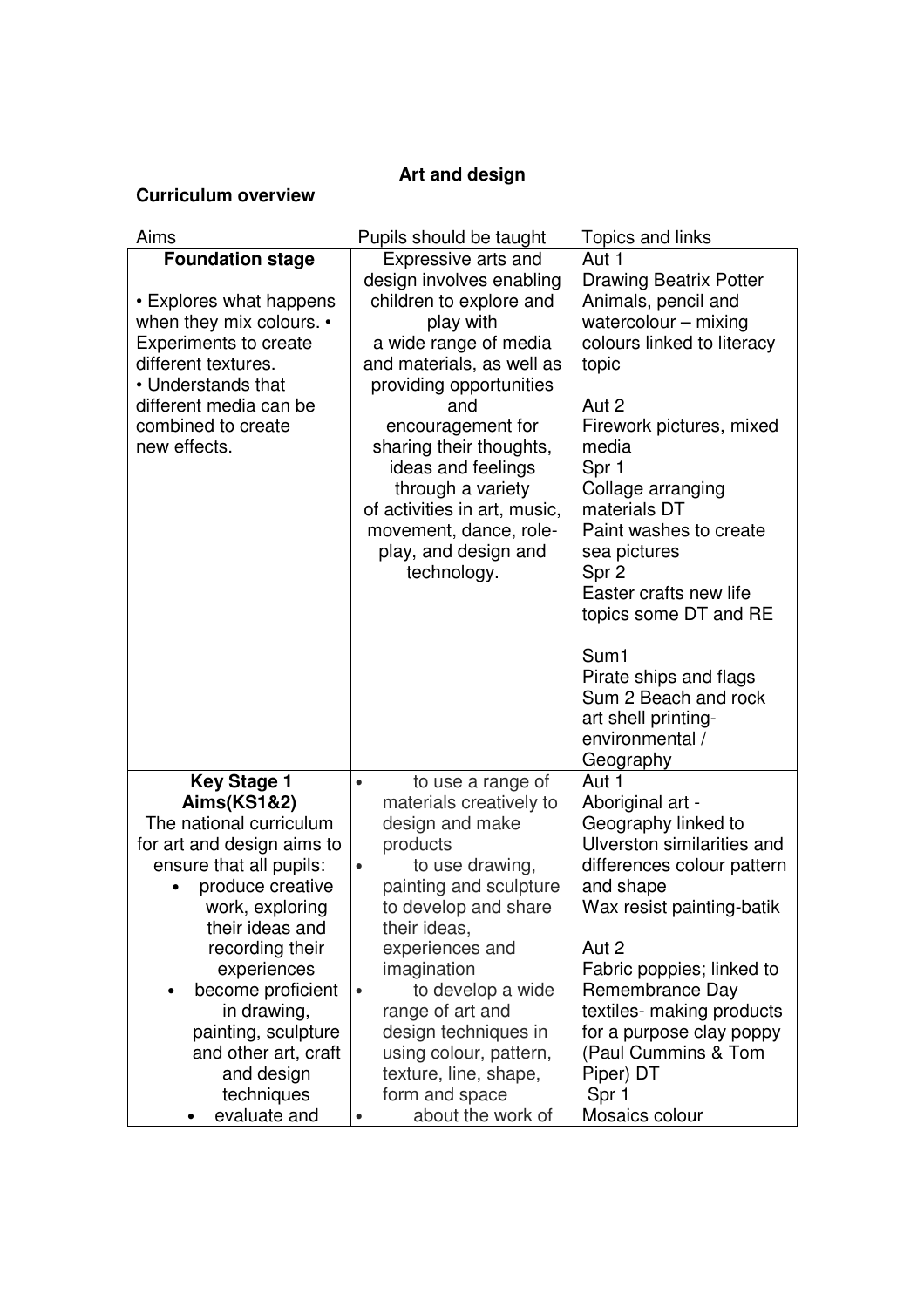**Art and design**

**Curriculum overview**

| Aims | Pupils should be taught | Topics and links |
|---|---|---|
| **Foundation stage**<br><br>• Explores what happens when they mix colours. • Experiments to create different textures.<br>• Understands that different media can be combined to create new effects. | Expressive arts and design involves enabling children to explore and play with a wide range of media and materials, as well as providing opportunities and encouragement for sharing their thoughts, ideas and feelings through a variety of activities in art, music, movement, dance, role-play, and design and technology. | Aut 1<br>Drawing Beatrix Potter Animals, pencil and watercolour – mixing colours linked to literacy topic<br><br>Aut 2<br>Firework pictures, mixed media<br>Spr 1<br>Collage arranging materials DT<br>Paint washes to create sea pictures<br>Spr 2<br>Easter crafts new life topics some DT and RE<br><br>Sum1<br>Pirate ships and flags<br>Sum 2 Beach and rock art shell printing- environmental / Geography |
| **Key Stage 1 Aims(KS1&2)**<br>The national curriculum for art and design aims to ensure that all pupils:<br>• produce creative work, exploring their ideas and recording their experiences<br>• become proficient in drawing, painting, sculpture and other art, craft and design techniques<br>• evaluate and | • to use a range of materials creatively to design and make products<br>• to use drawing, painting and sculpture to develop and share their ideas, experiences and imagination<br>• to develop a wide range of art and design techniques in using colour, pattern, texture, line, shape, form and space<br>• about the work of | Aut 1<br>Aboriginal art - Geography linked to Ulverston similarities and differences colour pattern and shape<br>Wax resist painting-batik<br><br>Aut 2<br>Fabric poppies; linked to Remembrance Day textiles- making products for a purpose clay poppy (Paul Cummins & Tom Piper) DT<br>Spr 1<br>Mosaics colour |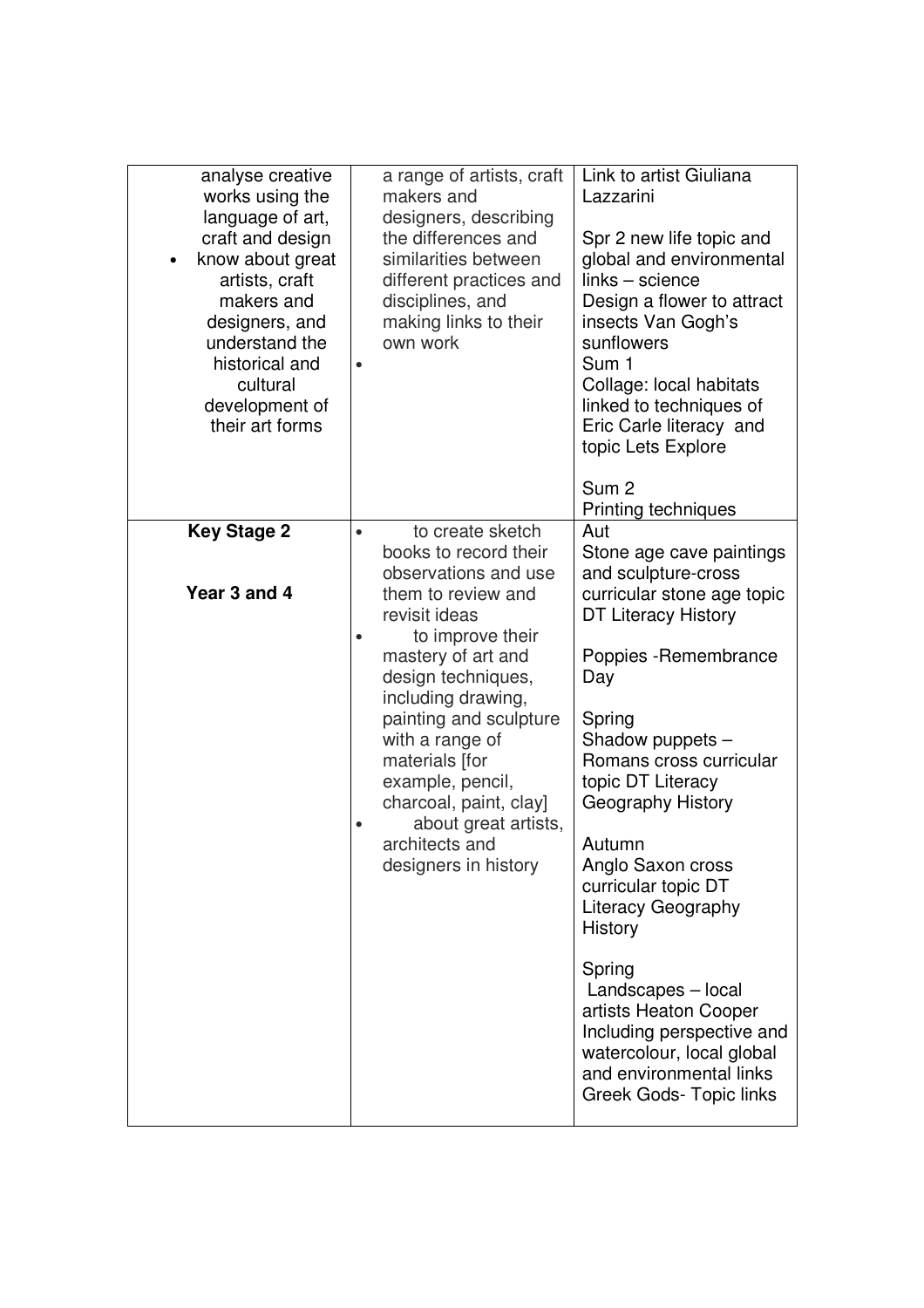| | | |
|---|---|---|
| analyse creative works using the language of art, craft and design<br>• know about great artists, craft makers and designers, and understand the historical and cultural development of their art forms | a range of artists, craft makers and designers, describing the differences and similarities between different practices and disciplines, and making links to their own work<br>• | Link to artist Giuliana Lazzarini<br><br>Spr 2 new life topic and global and environmental links – science<br>Design a flower to attract insects Van Gogh's sunflowers<br>Sum 1<br>Collage: local habitats linked to techniques of Eric Carle literacy and topic Lets Explore<br><br>Sum 2<br>Printing techniques |
| **Key Stage 2**<br><br>**Year 3 and 4** | • to create sketch books to record their observations and use them to review and revisit ideas<br>• to improve their mastery of art and design techniques, including drawing, painting and sculpture with a range of materials [for example, pencil, charcoal, paint, clay]<br>• about great artists, architects and designers in history | Aut<br>Stone age cave paintings and sculpture-cross curricular stone age topic DT Literacy History<br><br>Poppies -Remembrance Day<br><br>Spring<br>Shadow puppets – Romans cross curricular topic DT Literacy Geography History<br><br>Autumn<br>Anglo Saxon cross curricular topic DT Literacy Geography History<br><br>Spring<br>Landscapes – local artists Heaton Cooper Including perspective and watercolour, local global and environmental links Greek Gods- Topic links |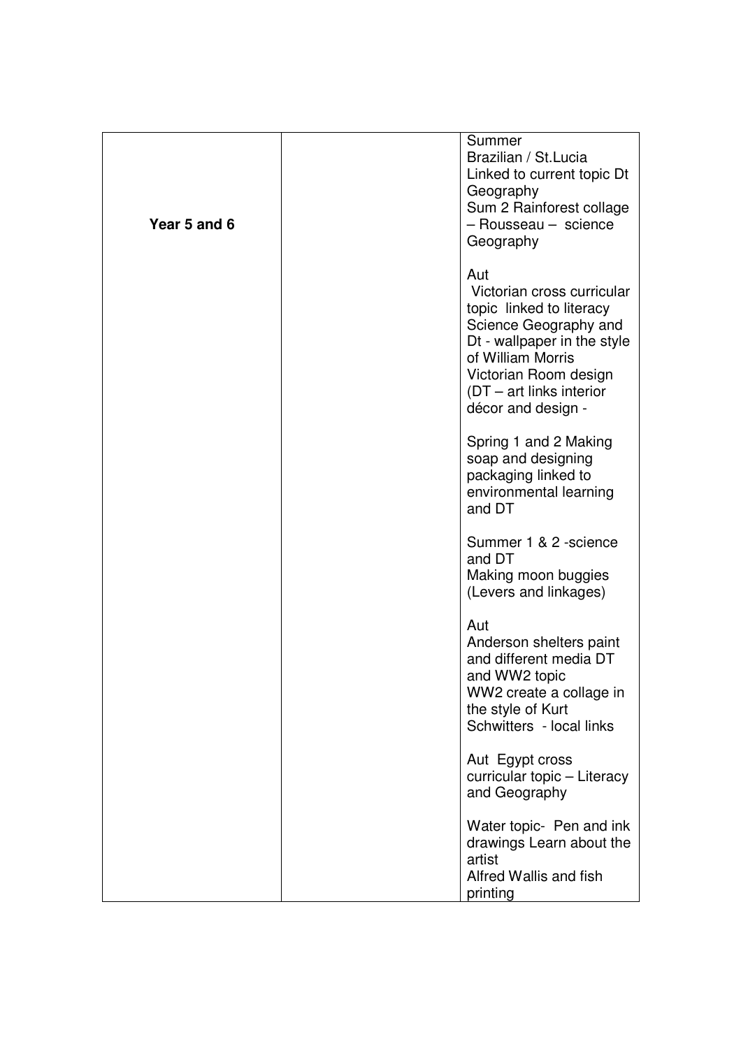| | | |
|---|---|---|
| **Year 5 and 6** | | Summer<br>Brazilian / St.Lucia<br>Linked to current topic Dt Geography<br>Sum 2 Rainforest collage – Rousseau – science Geography<br><br>Aut<br>Victorian cross curricular topic linked to literacy Science Geography and Dt - wallpaper in the style of William Morris<br>Victorian Room design (DT – art links interior décor and design -<br><br>Spring 1 and 2 Making soap and designing packaging linked to environmental learning and DT<br><br>Summer 1 & 2 -science and DT<br>Making moon buggies (Levers and linkages)<br><br>Aut<br>Anderson shelters paint and different media DT and WW2 topic<br>WW2 create a collage in the style of Kurt Schwitters - local links<br><br>Aut Egypt cross curricular topic – Literacy and Geography<br><br>Water topic- Pen and ink drawings Learn about the artist<br>Alfred Wallis and fish printing |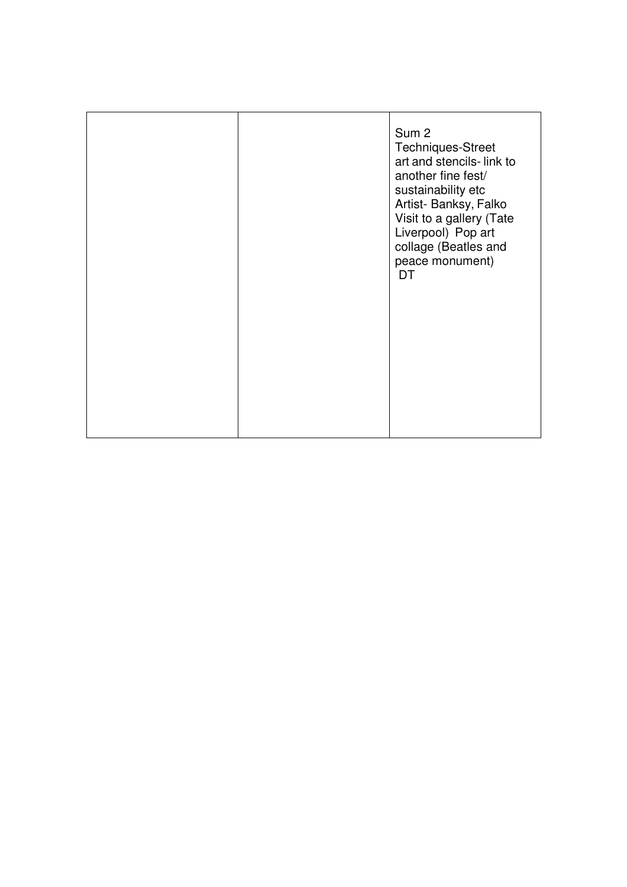| | | |
|---|---|---|
| | | Sum 2<br>Techniques-Street art and stencils- link to another fine fest/ sustainability etc<br>Artist- Banksy, Falko<br>Visit to a gallery (Tate Liverpool) Pop art collage (Beatles and peace monument)<br>DT |